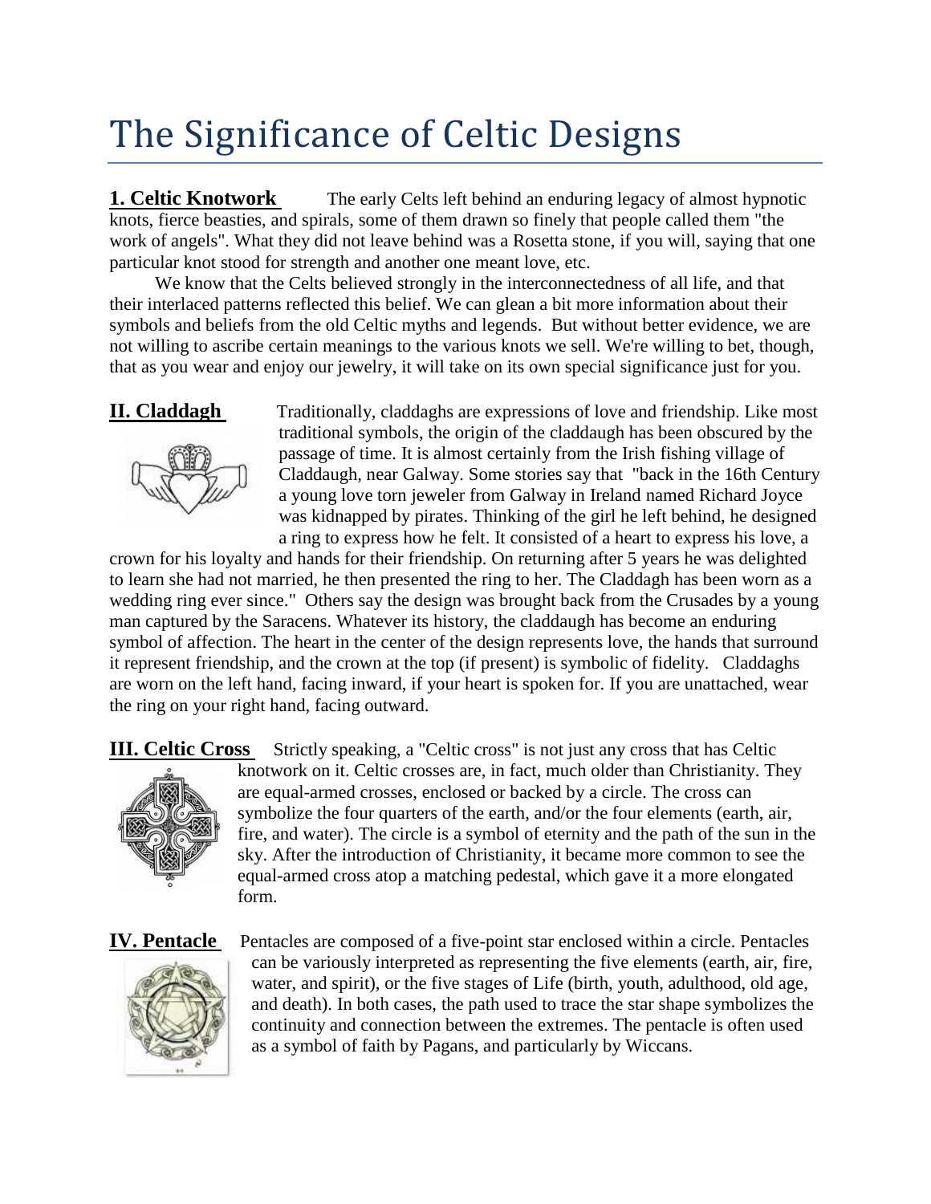# The Significance of Celtic Designs

**1. Celtic Knotwork** The early Celts left behind an enduring legacy of almost hypnotic knots, fierce beasties, and spirals, some of them drawn so finely that people called them "the work of angels". What they did not leave behind was a Rosetta stone, if you will, saying that one particular knot stood for strength and another one meant love, etc.

We know that the Celts believed strongly in the interconnectedness of all life, and that their interlaced patterns reflected this belief. We can glean a bit more information about their symbols and beliefs from the old Celtic myths and legends. But without better evidence, we are not willing to ascribe certain meanings to the various knots we sell. We're willing to bet, though, that as you wear and enjoy our jewelry, it will take on its own special significance just for you.

**II. Claddagh** Traditionally, claddaghs are expressions of love and friendship. Like most traditional symbols, the origin of the claddaugh has been obscured by the passage of time. It is almost certainly from the Irish fishing village of Claddaugh, near Galway. Some stories say that "back in the 16th Century a young love torn jeweler from Galway in Ireland named Richard Joyce was kidnapped by pirates. Thinking of the girl he left behind, he designed a ring to express how he felt. It consisted of a heart to express his love, a crown for his loyalty and hands for their friendship. On returning after 5 years he was delighted to learn she had not married, he then presented the ring to her. The Claddagh has been worn as a wedding ring ever since." Others say the design was brought back from the Crusades by a young man captured by the Saracens. Whatever its history, the claddaugh has become an enduring symbol of affection. The heart in the center of the design represents love, the hands that surround it represent friendship, and the crown at the top (if present) is symbolic of fidelity. Claddaghs are worn on the left hand, facing inward, if your heart is spoken for. If you are unattached, wear the ring on your right hand, facing outward.

**III. Celtic Cross** Strictly speaking, a "Celtic cross" is not just any cross that has Celtic knotwork on it. Celtic crosses are, in fact, much older than Christianity. They are equal-armed crosses, enclosed or backed by a circle. The cross can symbolize the four quarters of the earth, and/or the four elements (earth, air, fire, and water). The circle is a symbol of eternity and the path of the sun in the sky. After the introduction of Christianity, it became more common to see the equal-armed cross atop a matching pedestal, which gave it a more elongated form.

**IV. Pentacle** Pentacles are composed of a five-point star enclosed within a circle. Pentacles can be variously interpreted as representing the five elements (earth, air, fire, water, and spirit), or the five stages of Life (birth, youth, adulthood, old age, and death). In both cases, the path used to trace the star shape symbolizes the continuity and connection between the extremes. The pentacle is often used as a symbol of faith by Pagans, and particularly by Wiccans.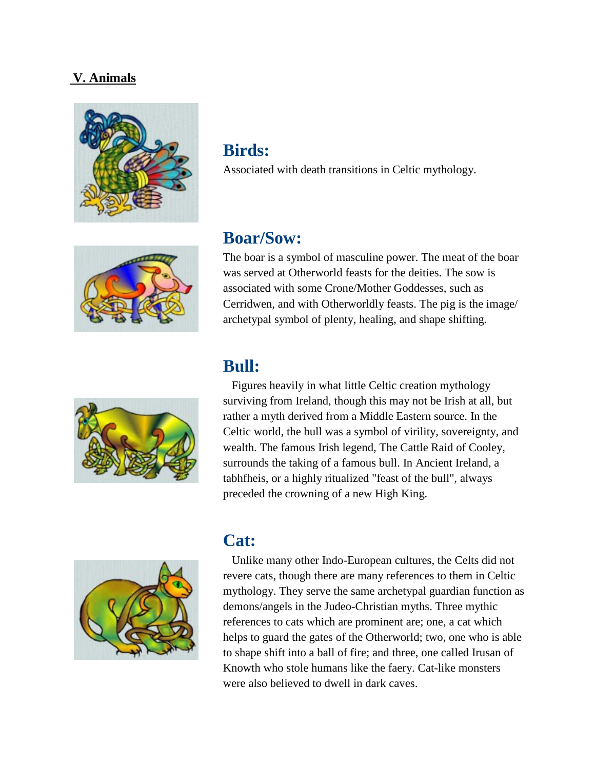## V. Animals

### Birds:

Associated with death transitions in Celtic mythology.

### Boar/Sow:

The boar is a symbol of masculine power. The meat of the boar was served at Otherworld feasts for the deities. The sow is associated with some Crone/Mother Goddesses, such as Cerridwen, and with Otherworldly feasts. The pig is the image/ archetypal symbol of plenty, healing, and shape shifting.

### Bull:

Figures heavily in what little Celtic creation mythology surviving from Ireland, though this may not be Irish at all, but rather a myth derived from a Middle Eastern source. In the Celtic world, the bull was a symbol of virility, sovereignty, and wealth. The famous Irish legend, The Cattle Raid of Cooley, surrounds the taking of a famous bull. In Ancient Ireland, a tabhfheis, or a highly ritualized "feast of the bull", always preceded the crowning of a new High King.

### Cat:

Unlike many other Indo-European cultures, the Celts did not revere cats, though there are many references to them in Celtic mythology. They serve the same archetypal guardian function as demons/angels in the Judeo-Christian myths. Three mythic references to cats which are prominent are; one, a cat which helps to guard the gates of the Otherworld; two, one who is able to shape shift into a ball of fire; and three, one called Irusan of Knowth who stole humans like the faery. Cat-like monsters were also believed to dwell in dark caves.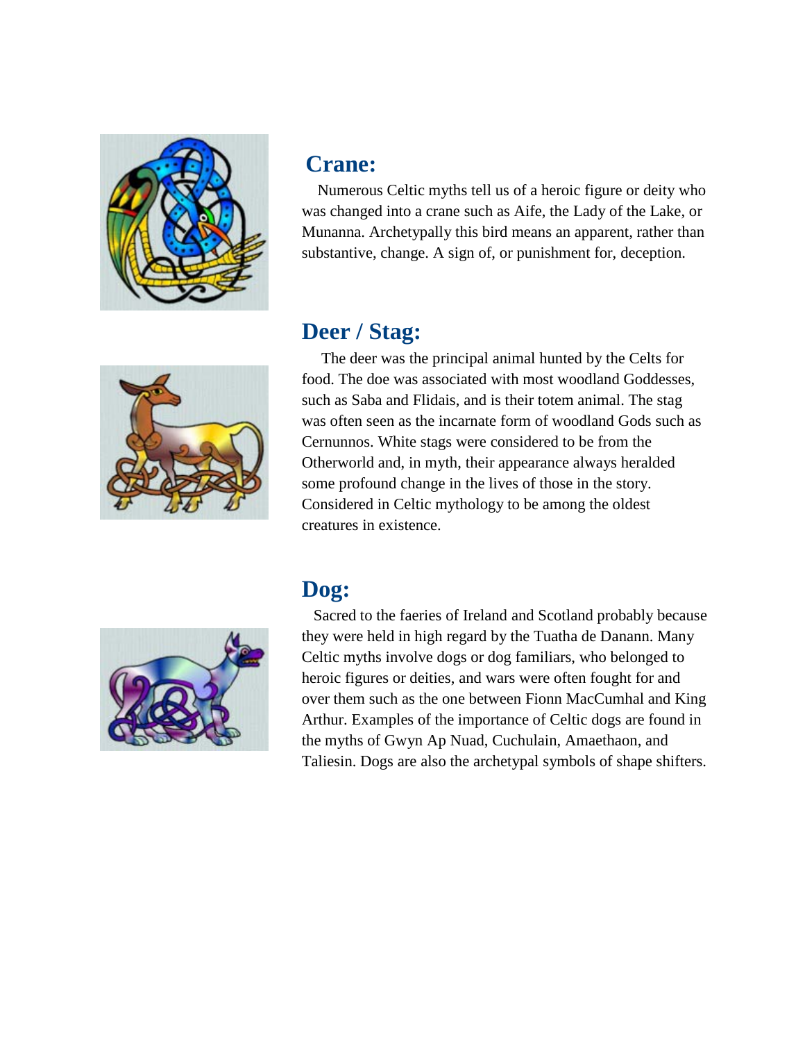## Crane:

Numerous Celtic myths tell us of a heroic figure or deity who was changed into a crane such as Aife, the Lady of the Lake, or Munanna. Archetypally this bird means an apparent, rather than substantive, change. A sign of, or punishment for, deception.

## Deer / Stag:

The deer was the principal animal hunted by the Celts for food. The doe was associated with most woodland Goddesses, such as Saba and Flidais, and is their totem animal. The stag was often seen as the incarnate form of woodland Gods such as Cernunnos. White stags were considered to be from the Otherworld and, in myth, their appearance always heralded some profound change in the lives of those in the story. Considered in Celtic mythology to be among the oldest creatures in existence.

## Dog:

Sacred to the faeries of Ireland and Scotland probably because they were held in high regard by the Tuatha de Danann. Many Celtic myths involve dogs or dog familiars, who belonged to heroic figures or deities, and wars were often fought for and over them such as the one between Fionn MacCumhal and King Arthur. Examples of the importance of Celtic dogs are found in the myths of Gwyn Ap Nuad, Cuchulain, Amaethaon, and Taliesin. Dogs are also the archetypal symbols of shape shifters.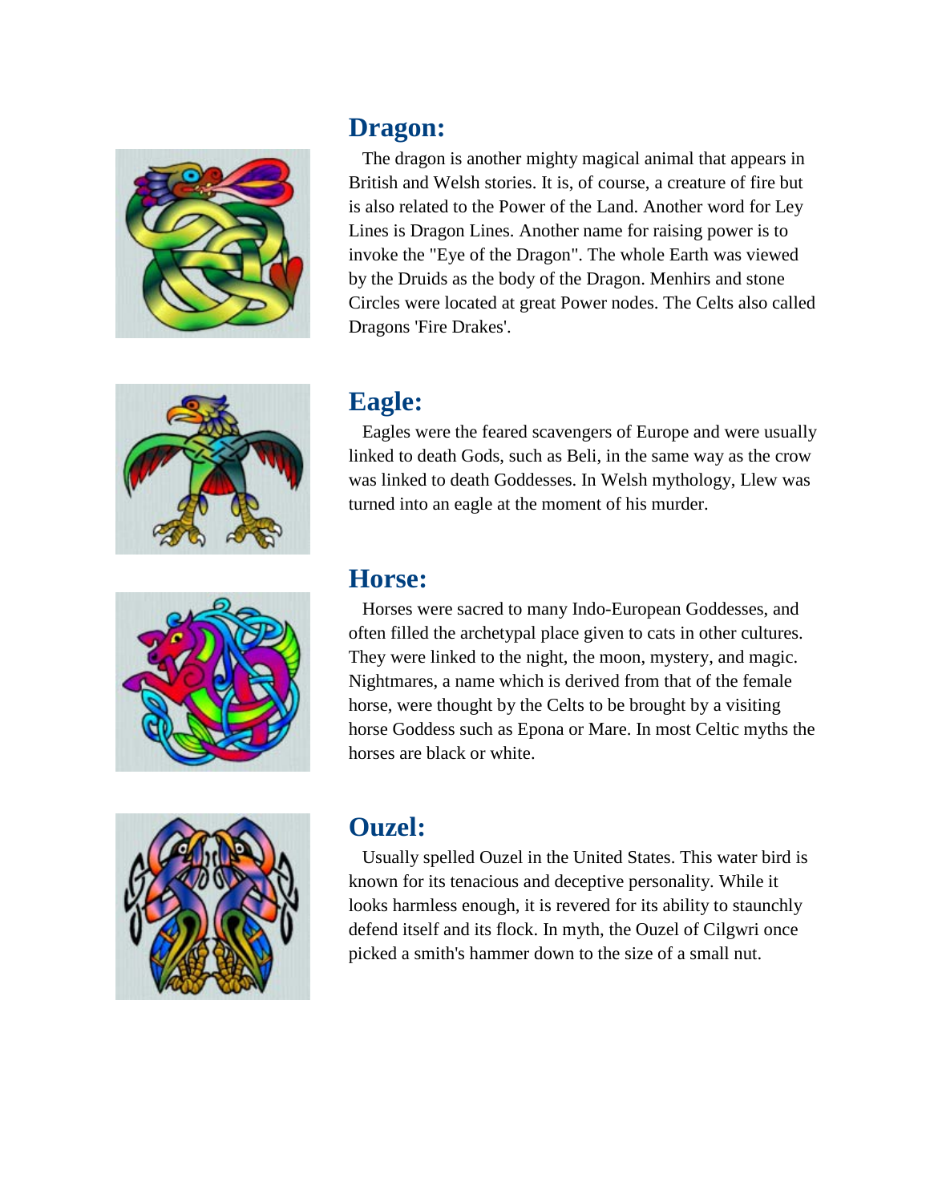## Dragon:

The dragon is another mighty magical animal that appears in British and Welsh stories. It is, of course, a creature of fire but is also related to the Power of the Land. Another word for Ley Lines is Dragon Lines. Another name for raising power is to invoke the "Eye of the Dragon". The whole Earth was viewed by the Druids as the body of the Dragon. Menhirs and stone Circles were located at great Power nodes. The Celts also called Dragons 'Fire Drakes'.

## Eagle:

Eagles were the feared scavengers of Europe and were usually linked to death Gods, such as Beli, in the same way as the crow was linked to death Goddesses. In Welsh mythology, Llew was turned into an eagle at the moment of his murder.

## Horse:

Horses were sacred to many Indo-European Goddesses, and often filled the archetypal place given to cats in other cultures. They were linked to the night, the moon, mystery, and magic. Nightmares, a name which is derived from that of the female horse, were thought by the Celts to be brought by a visiting horse Goddess such as Epona or Mare. In most Celtic myths the horses are black or white.

## Ouzel:

Usually spelled Ouzel in the United States. This water bird is known for its tenacious and deceptive personality. While it looks harmless enough, it is revered for its ability to staunchly defend itself and its flock. In myth, the Ouzel of Cilgwri once picked a smith's hammer down to the size of a small nut.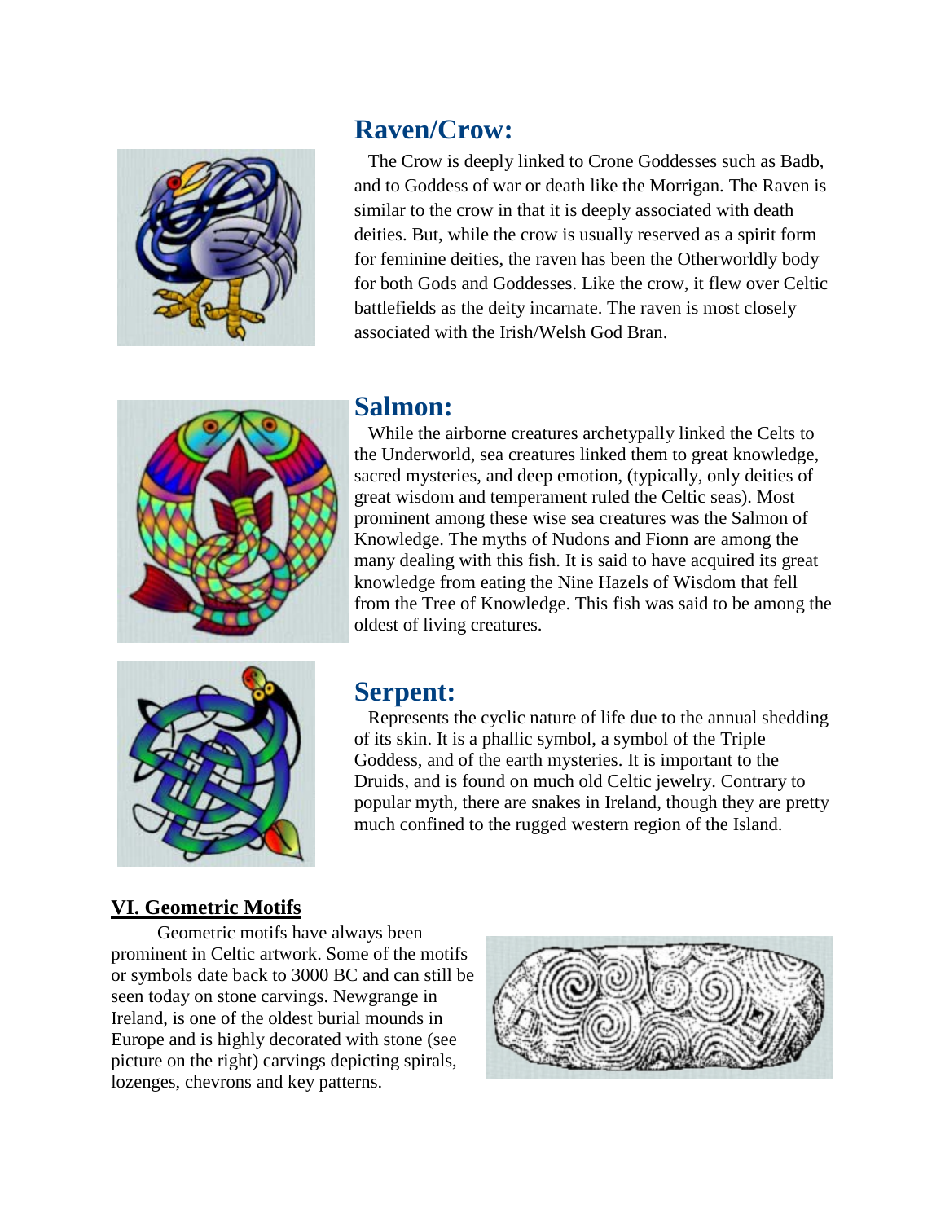## Raven/Crow:

The Crow is deeply linked to Crone Goddesses such as Badb, and to Goddess of war or death like the Morrigan. The Raven is similar to the crow in that it is deeply associated with death deities. But, while the crow is usually reserved as a spirit form for feminine deities, the raven has been the Otherworldly body for both Gods and Goddesses. Like the crow, it flew over Celtic battlefields as the deity incarnate. The raven is most closely associated with the Irish/Welsh God Bran.

## Salmon:

While the airborne creatures archetypally linked the Celts to the Underworld, sea creatures linked them to great knowledge, sacred mysteries, and deep emotion, (typically, only deities of great wisdom and temperament ruled the Celtic seas). Most prominent among these wise sea creatures was the Salmon of Knowledge. The myths of Nudons and Fionn are among the many dealing with this fish. It is said to have acquired its great knowledge from eating the Nine Hazels of Wisdom that fell from the Tree of Knowledge. This fish was said to be among the oldest of living creatures.

## Serpent:

Represents the cyclic nature of life due to the annual shedding of its skin. It is a phallic symbol, a symbol of the Triple Goddess, and of the earth mysteries. It is important to the Druids, and is found on much old Celtic jewelry. Contrary to popular myth, there are snakes in Ireland, though they are pretty much confined to the rugged western region of the Island.

## VI. Geometric Motifs

Geometric motifs have always been prominent in Celtic artwork. Some of the motifs or symbols date back to 3000 BC and can still be seen today on stone carvings. Newgrange in Ireland, is one of the oldest burial mounds in Europe and is highly decorated with stone (see picture on the right) carvings depicting spirals, lozenges, chevrons and key patterns.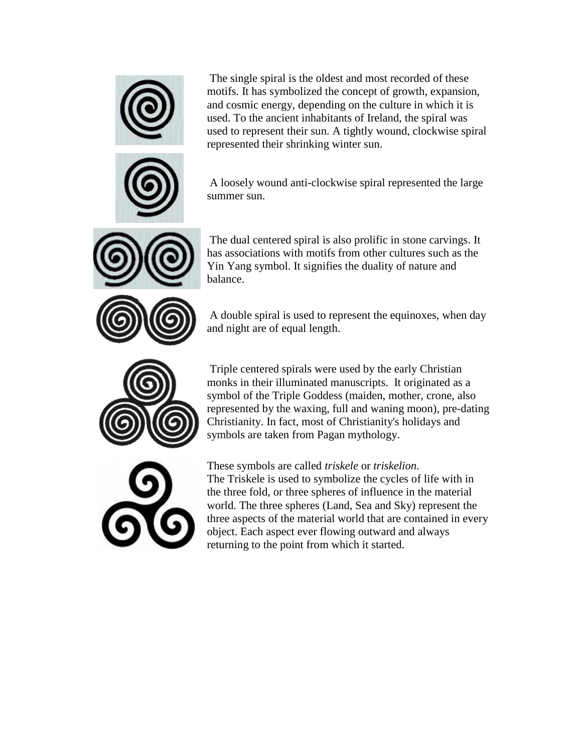The single spiral is the oldest and most recorded of these motifs. It has symbolized the concept of growth, expansion, and cosmic energy, depending on the culture in which it is used. To the ancient inhabitants of Ireland, the spiral was used to represent their sun. A tightly wound, clockwise spiral represented their shrinking winter sun.

A loosely wound anti-clockwise spiral represented the large summer sun.

The dual centered spiral is also prolific in stone carvings. It has associations with motifs from other cultures such as the Yin Yang symbol. It signifies the duality of nature and balance.

A double spiral is used to represent the equinoxes, when day and night are of equal length.

Triple centered spirals were used by the early Christian monks in their illuminated manuscripts. It originated as a symbol of the Triple Goddess (maiden, mother, crone, also represented by the waxing, full and waning moon), pre-dating Christianity. In fact, most of Christianity's holidays and symbols are taken from Pagan mythology.

These symbols are called *triskele* or *triskelion*.
The Triskele is used to symbolize the cycles of life with in the three fold, or three spheres of influence in the material world. The three spheres (Land, Sea and Sky) represent the three aspects of the material world that are contained in every object. Each aspect ever flowing outward and always returning to the point from which it started.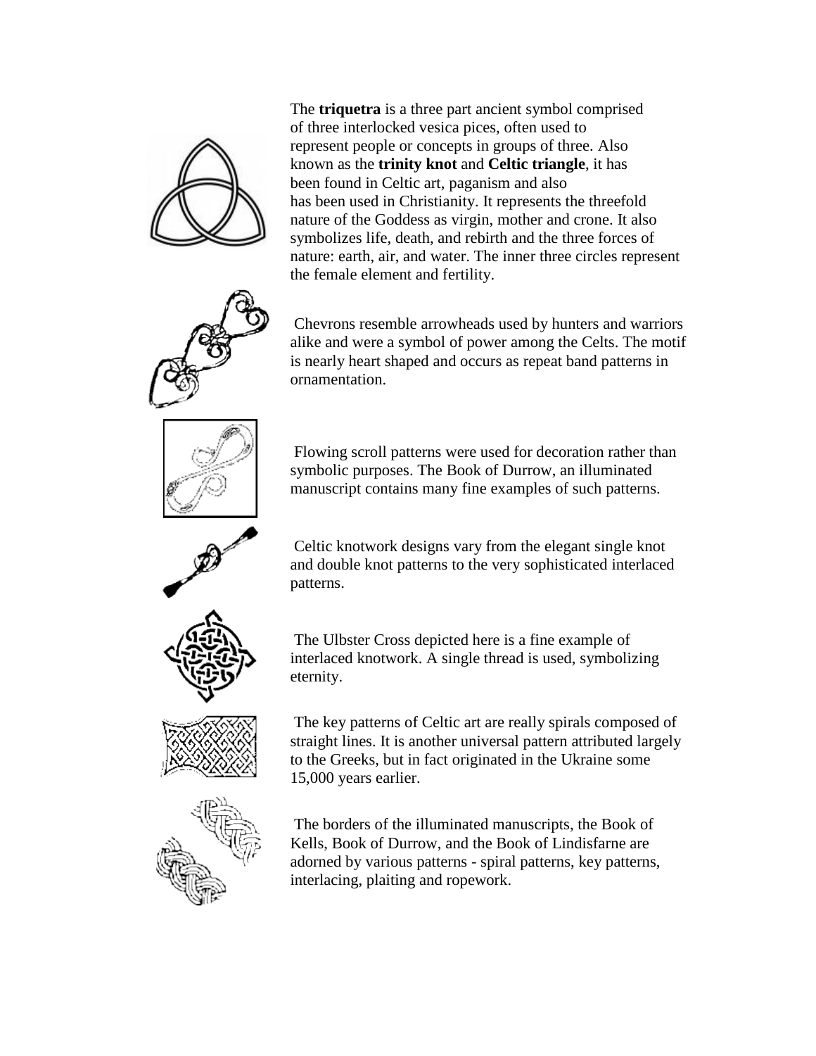The **triquetra** is a three part ancient symbol comprised of three interlocked vesica pices, often used to represent people or concepts in groups of three. Also known as the **trinity knot** and **Celtic triangle**, it has been found in Celtic art, paganism and also has been used in Christianity. It represents the threefold nature of the Goddess as virgin, mother and crone. It also symbolizes life, death, and rebirth and the three forces of nature: earth, air, and water. The inner three circles represent the female element and fertility.

Chevrons resemble arrowheads used by hunters and warriors alike and were a symbol of power among the Celts. The motif is nearly heart shaped and occurs as repeat band patterns in ornamentation.

Flowing scroll patterns were used for decoration rather than symbolic purposes. The Book of Durrow, an illuminated manuscript contains many fine examples of such patterns.

Celtic knotwork designs vary from the elegant single knot and double knot patterns to the very sophisticated interlaced patterns.

The Ulbster Cross depicted here is a fine example of interlaced knotwork. A single thread is used, symbolizing eternity.

The key patterns of Celtic art are really spirals composed of straight lines. It is another universal pattern attributed largely to the Greeks, but in fact originated in the Ukraine some 15,000 years earlier.

The borders of the illuminated manuscripts, the Book of Kells, Book of Durrow, and the Book of Lindisfarne are adorned by various patterns - spiral patterns, key patterns, interlacing, plaiting and ropework.